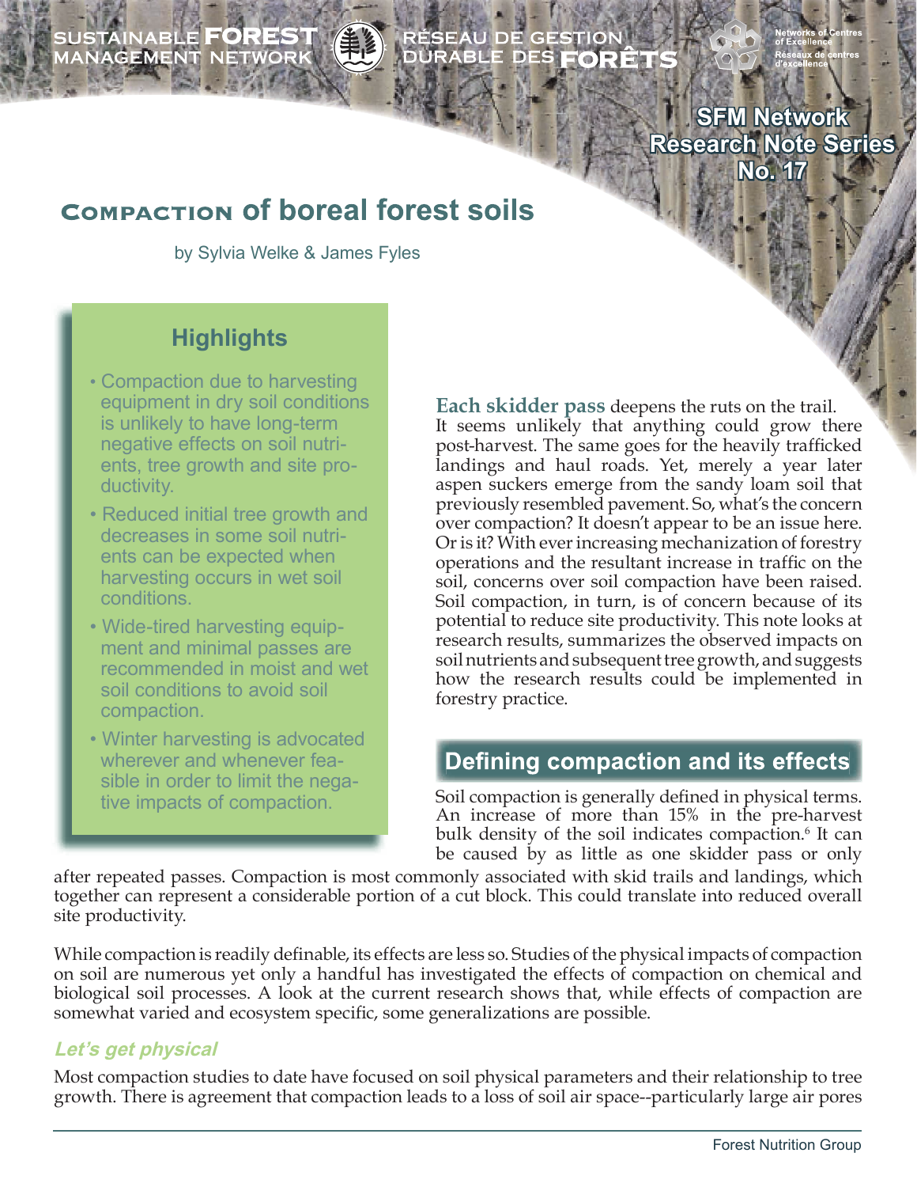SUSTAINABLE FOREST MANAGEMENT NETWORK

RÉSEAU DE GESTION DURABLE DES FORÊTS

Networks of Centres of Excellence
Réseaux de centres d'excellence

SFM Network Research Note Series No. 17

# Compaction of boreal forest soils

by Sylvia Welke & James Fyles

## Highlights

- Compaction due to harvesting equipment in dry soil conditions is unlikely to have long-term negative effects on soil nutrients, tree growth and site productivity.
- Reduced initial tree growth and decreases in some soil nutrients can be expected when harvesting occurs in wet soil conditions.
- Wide-tired harvesting equipment and minimal passes are recommended in moist and wet soil conditions to avoid soil compaction.
- Winter harvesting is advocated wherever and whenever feasible in order to limit the negative impacts of compaction.

**Each skidder pass** deepens the ruts on the trail. It seems unlikely that anything could grow there post-harvest. The same goes for the heavily trafficked landings and haul roads. Yet, merely a year later aspen suckers emerge from the sandy loam soil that previously resembled pavement. So, what's the concern over compaction? It doesn't appear to be an issue here. Or is it? With ever increasing mechanization of forestry operations and the resultant increase in traffic on the soil, concerns over soil compaction have been raised. Soil compaction, in turn, is of concern because of its potential to reduce site productivity. This note looks at research results, summarizes the observed impacts on soil nutrients and subsequent tree growth, and suggests how the research results could be implemented in forestry practice.

## Defining compaction and its effects

Soil compaction is generally defined in physical terms. An increase of more than 15% in the pre-harvest bulk density of the soil indicates compaction.[6] It can be caused by as little as one skidder pass or only after repeated passes. Compaction is most commonly associated with skid trails and landings, which together can represent a considerable portion of a cut block. This could translate into reduced overall site productivity.

While compaction is readily definable, its effects are less so. Studies of the physical impacts of compaction on soil are numerous yet only a handful has investigated the effects of compaction on chemical and biological soil processes. A look at the current research shows that, while effects of compaction are somewhat varied and ecosystem specific, some generalizations are possible.

### *Let's get physical*

Most compaction studies to date have focused on soil physical parameters and their relationship to tree growth. There is agreement that compaction leads to a loss of soil air space--particularly large air pores

Forest Nutrition Group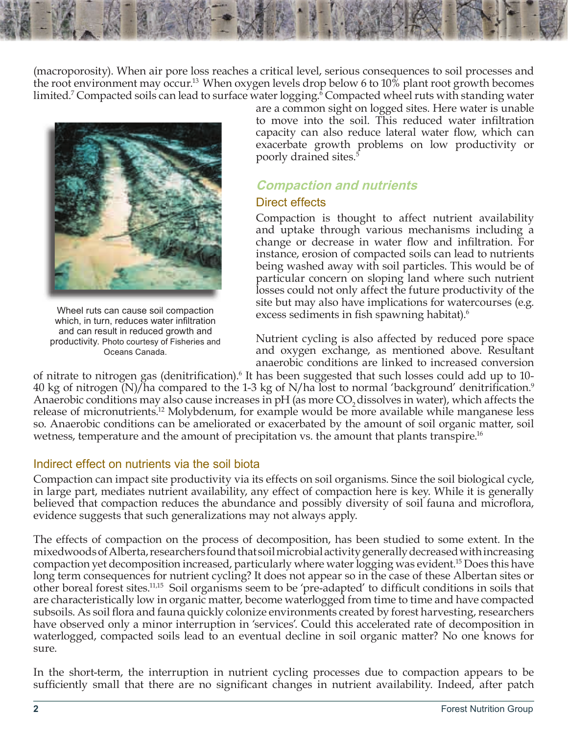(macroporosity). When air pore loss reaches a critical level, serious consequences to soil processes and the root environment may occur.[13] When oxygen levels drop below 6 to 10% plant root growth becomes limited.[7] Compacted soils can lead to surface water logging.[6] Compacted wheel ruts with standing water are a common sight on logged sites. Here water is unable to move into the soil. This reduced water infiltration capacity can also reduce lateral water flow, which can exacerbate growth problems on low productivity or poorly drained sites.[5]

Wheel ruts can cause soil compaction which, in turn, reduces water infiltration and can result in reduced growth and productivity. Photo courtesy of Fisheries and Oceans Canada.

## Compaction and nutrients

### Direct effects

Compaction is thought to affect nutrient availability and uptake through various mechanisms including a change or decrease in water flow and infiltration. For instance, erosion of compacted soils can lead to nutrients being washed away with soil particles. This would be of particular concern on sloping land where such nutrient losses could not only affect the future productivity of the site but may also have implications for watercourses (e.g. excess sediments in fish spawning habitat).[6]

Nutrient cycling is also affected by reduced pore space and oxygen exchange, as mentioned above. Resultant anaerobic conditions are linked to increased conversion of nitrate to nitrogen gas (denitrification).[6] It has been suggested that such losses could add up to 10-40 kg of nitrogen (N)/ha compared to the 1-3 kg of N/ha lost to normal 'background' denitrification.[9] Anaerobic conditions may also cause increases in pH (as more $CO_2$ dissolves in water), which affects the release of micronutrients.[12] Molybdenum, for example would be more available while manganese less so. Anaerobic conditions can be ameliorated or exacerbated by the amount of soil organic matter, soil wetness, temperature and the amount of precipitation vs. the amount that plants transpire.[16]

### Indirect effect on nutrients via the soil biota

Compaction can impact site productivity via its effects on soil organisms. Since the soil biological cycle, in large part, mediates nutrient availability, any effect of compaction here is key. While it is generally believed that compaction reduces the abundance and possibly diversity of soil fauna and microflora, evidence suggests that such generalizations may not always apply.

The effects of compaction on the process of decomposition, has been studied to some extent. In the mixedwoods of Alberta, researchers found that soil microbial activity generally decreased with increasing compaction yet decomposition increased, particularly where water logging was evident.[15] Does this have long term consequences for nutrient cycling? It does not appear so in the case of these Albertan sites or other boreal forest sites.[11,15] Soil organisms seem to be 'pre-adapted' to difficult conditions in soils that are characteristically low in organic matter, become waterlogged from time to time and have compacted subsoils. As soil flora and fauna quickly colonize environments created by forest harvesting, researchers have observed only a minor interruption in 'services'. Could this accelerated rate of decomposition in waterlogged, compacted soils lead to an eventual decline in soil organic matter? No one knows for sure.

In the short-term, the interruption in nutrient cycling processes due to compaction appears to be sufficiently small that there are no significant changes in nutrient availability. Indeed, after patch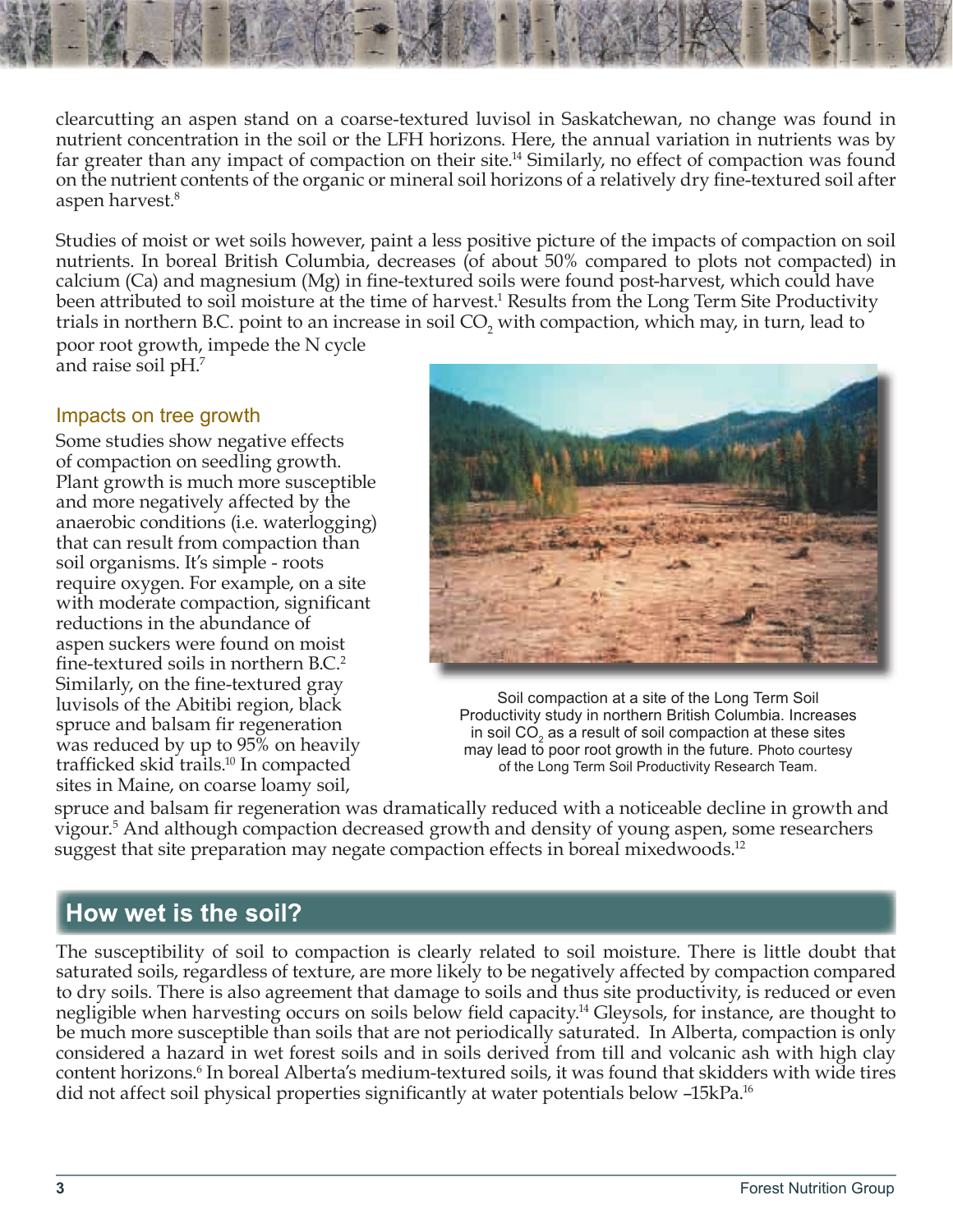clearcutting an aspen stand on a coarse-textured luvisol in Saskatchewan, no change was found in nutrient concentration in the soil or the LFH horizons. Here, the annual variation in nutrients was by far greater than any impact of compaction on their site.[14] Similarly, no effect of compaction was found on the nutrient contents of the organic or mineral soil horizons of a relatively dry fine-textured soil after aspen harvest.[8]

Studies of moist or wet soils however, paint a less positive picture of the impacts of compaction on soil nutrients. In boreal British Columbia, decreases (of about 50% compared to plots not compacted) in calcium (Ca) and magnesium (Mg) in fine-textured soils were found post-harvest, which could have been attributed to soil moisture at the time of harvest.[1] Results from the Long Term Site Productivity trials in northern B.C. point to an increase in soil $CO_2$ with compaction, which may, in turn, lead to poor root growth, impede the N cycle and raise soil pH.[7]

### Impacts on tree growth

Some studies show negative effects of compaction on seedling growth. Plant growth is much more susceptible and more negatively affected by the anaerobic conditions (i.e. waterlogging) that can result from compaction than soil organisms. It's simple - roots require oxygen. For example, on a site with moderate compaction, significant reductions in the abundance of aspen suckers were found on moist fine-textured soils in northern B.C.[2] Similarly, on the fine-textured gray luvisols of the Abitibi region, black spruce and balsam fir regeneration was reduced by up to 95% on heavily trafficked skid trails.[10] In compacted sites in Maine, on coarse loamy soil, spruce and balsam fir regeneration was dramatically reduced with a noticeable decline in growth and vigour.[5] And although compaction decreased growth and density of young aspen, some researchers suggest that site preparation may negate compaction effects in boreal mixedwoods.[12]

Soil compaction at a site of the Long Term Soil Productivity study in northern British Columbia. Increases in soil $CO_2$ as a result of soil compaction at these sites may lead to poor root growth in the future. Photo courtesy of the Long Term Soil Productivity Research Team.

## How wet is the soil?

The susceptibility of soil to compaction is clearly related to soil moisture. There is little doubt that saturated soils, regardless of texture, are more likely to be negatively affected by compaction compared to dry soils. There is also agreement that damage to soils and thus site productivity, is reduced or even negligible when harvesting occurs on soils below field capacity.[14] Gleysols, for instance, are thought to be much more susceptible than soils that are not periodically saturated. In Alberta, compaction is only considered a hazard in wet forest soils and in soils derived from till and volcanic ash with high clay content horizons.[6] In boreal Alberta's medium-textured soils, it was found that skidders with wide tires did not affect soil physical properties significantly at water potentials below –15kPa.[16]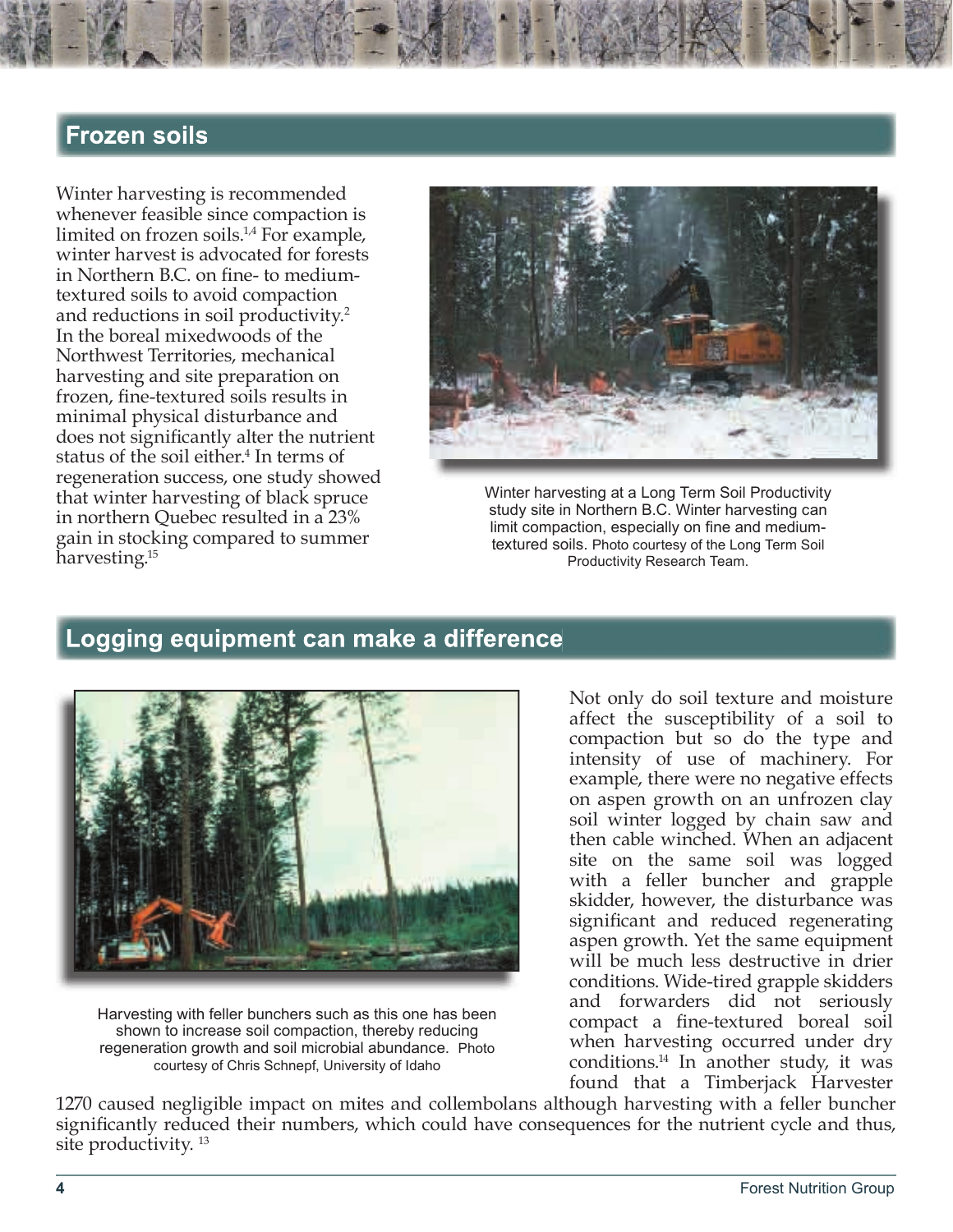## Frozen soils

Winter harvesting is recommended whenever feasible since compaction is limited on frozen soils.[1,4] For example, winter harvest is advocated for forests in Northern B.C. on fine- to medium-textured soils to avoid compaction and reductions in soil productivity.[2] In the boreal mixedwoods of the Northwest Territories, mechanical harvesting and site preparation on frozen, fine-textured soils results in minimal physical disturbance and does not significantly alter the nutrient status of the soil either.[4] In terms of regeneration success, one study showed that winter harvesting of black spruce in northern Quebec resulted in a 23% gain in stocking compared to summer harvesting.[15]

Winter harvesting at a Long Term Soil Productivity study site in Northern B.C. Winter harvesting can limit compaction, especially on fine and medium-textured soils. Photo courtesy of the Long Term Soil Productivity Research Team.

## Logging equipment can make a difference

Harvesting with feller bunchers such as this one has been shown to increase soil compaction, thereby reducing regeneration growth and soil microbial abundance. Photo courtesy of Chris Schnepf, University of Idaho

Not only do soil texture and moisture affect the susceptibility of a soil to compaction but so do the type and intensity of use of machinery. For example, there were no negative effects on aspen growth on an unfrozen clay soil winter logged by chain saw and then cable winched. When an adjacent site on the same soil was logged with a feller buncher and grapple skidder, however, the disturbance was significant and reduced regenerating aspen growth. Yet the same equipment will be much less destructive in drier conditions. Wide-tired grapple skidders and forwarders did not seriously compact a fine-textured boreal soil when harvesting occurred under dry conditions.[14] In another study, it was found that a Timberjack Harvester 1270 caused negligible impact on mites and collembolans although harvesting with a feller buncher significantly reduced their numbers, which could have consequences for the nutrient cycle and thus, site productivity.[13]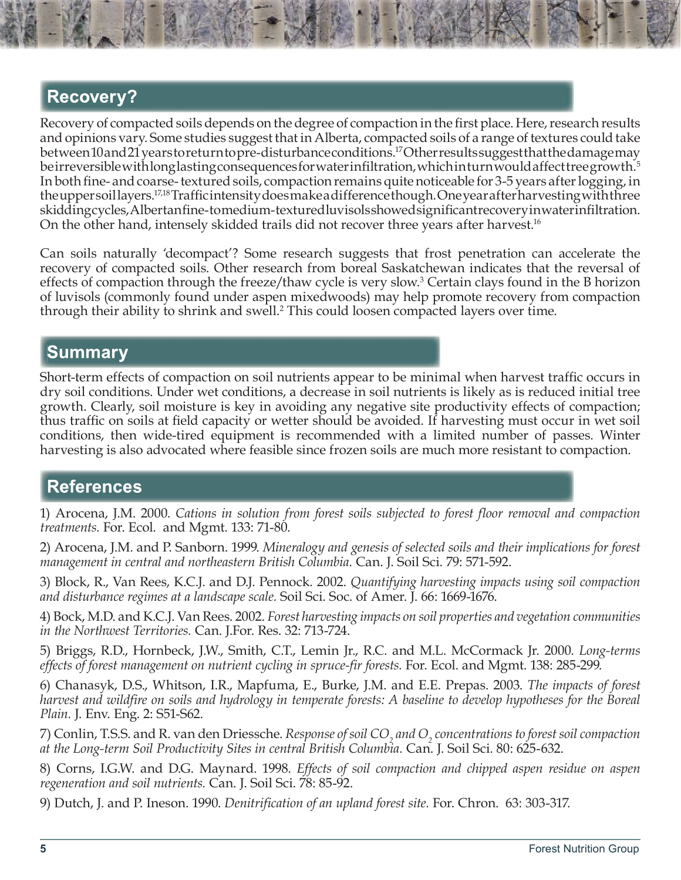## Recovery?

Recovery of compacted soils depends on the degree of compaction in the first place. Here, research results and opinions vary. Some studies suggest that in Alberta, compacted soils of a range of textures could take between 10 and 21 years to return to pre-disturbance conditions.[17] Other results suggest that the damage may be irreversible with long lasting consequences for water infiltration, which in turn would affect tree growth.[5] In both fine- and coarse- textured soils, compaction remains quite noticeable for 3-5 years after logging, in the upper soil layers.[17,18] Traffic intensity does make a difference though. One year after harvesting with three skidding cycles, Albertan fine- to medium-textured luvisols showed significant recovery in water infiltration. On the other hand, intensely skidded trails did not recover three years after harvest.[16]

Can soils naturally 'decompact'? Some research suggests that frost penetration can accelerate the recovery of compacted soils. Other research from boreal Saskatchewan indicates that the reversal of effects of compaction through the freeze/thaw cycle is very slow.[3] Certain clays found in the B horizon of luvisols (commonly found under aspen mixedwoods) may help promote recovery from compaction through their ability to shrink and swell.[2] This could loosen compacted layers over time.

## Summary

Short-term effects of compaction on soil nutrients appear to be minimal when harvest traffic occurs in dry soil conditions. Under wet conditions, a decrease in soil nutrients is likely as is reduced initial tree growth. Clearly, soil moisture is key in avoiding any negative site productivity effects of compaction; thus traffic on soils at field capacity or wetter should be avoided. If harvesting must occur in wet soil conditions, then wide-tired equipment is recommended with a limited number of passes. Winter harvesting is also advocated where feasible since frozen soils are much more resistant to compaction.

## References

1) Arocena, J.M. 2000. *Cations in solution from forest soils subjected to forest floor removal and compaction treatments.* For. Ecol. and Mgmt. 133: 71-80.

2) Arocena, J.M. and P. Sanborn. 1999. *Mineralogy and genesis of selected soils and their implications for forest management in central and northeastern British Columbia.* Can. J. Soil Sci. 79: 571-592.

3) Block, R., Van Rees, K.C.J. and D.J. Pennock. 2002. *Quantifying harvesting impacts using soil compaction and disturbance regimes at a landscape scale.* Soil Sci. Soc. of Amer. J. 66: 1669-1676.

4) Bock, M.D. and K.C.J. Van Rees. 2002. *Forest harvesting impacts on soil properties and vegetation communities in the Northwest Territories.* Can. J.For. Res. 32: 713-724.

5) Briggs, R.D., Hornbeck, J.W., Smith, C.T., Lemin Jr., R.C. and M.L. McCormack Jr. 2000. *Long-terms effects of forest management on nutrient cycling in spruce-fir forests.* For. Ecol. and Mgmt. 138: 285-299.

6) Chanasyk, D.S., Whitson, I.R., Mapfuma, E., Burke, J.M. and E.E. Prepas. 2003. *The impacts of forest harvest and wildfire on soils and hydrology in temperate forests: A baseline to develop hypotheses for the Boreal Plain.* J. Env. Eng. 2: S51-S62.

7) Conlin, T.S.S. and R. van den Driessche. *Response of soil $CO_2$ and $O_2$ concentrations to forest soil compaction at the Long-term Soil Productivity Sites in central British Columbia.* Can. J. Soil Sci. 80: 625-632.

8) Corns, I.G.W. and D.G. Maynard. 1998. *Effects of soil compaction and chipped aspen residue on aspen regeneration and soil nutrients.* Can. J. Soil Sci. 78: 85-92.

9) Dutch, J. and P. Ineson. 1990. *Denitrification of an upland forest site.* For. Chron. 63: 303-317.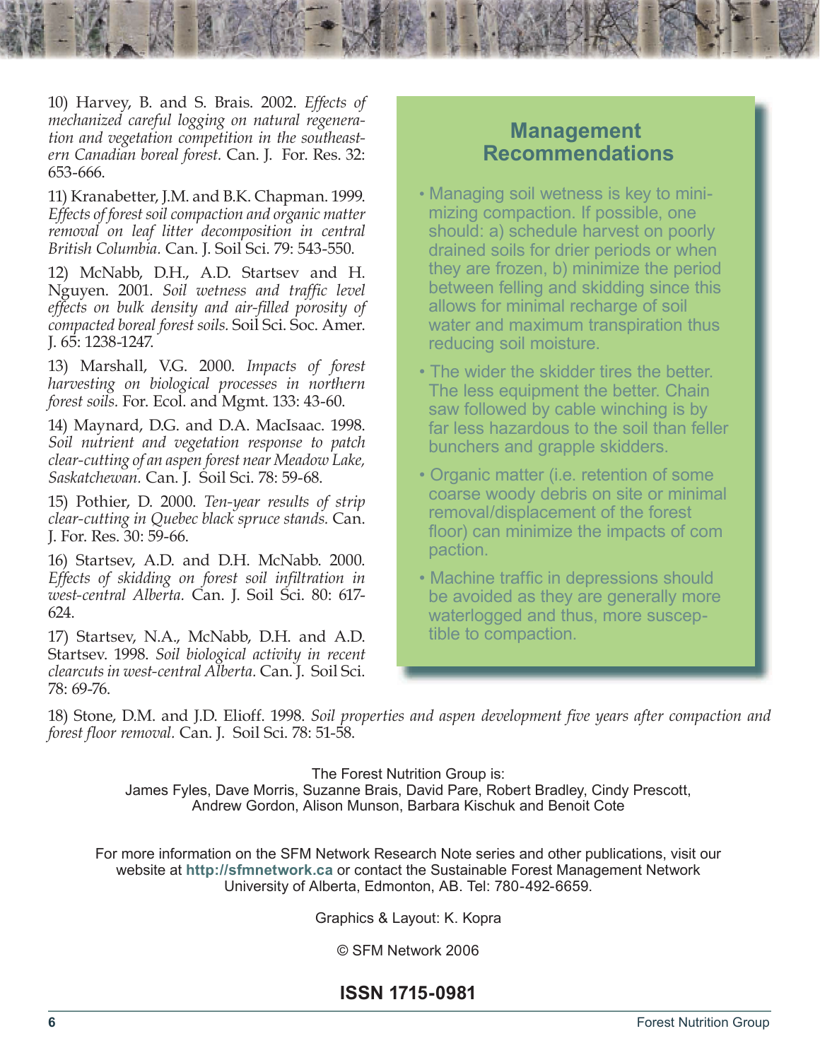10) Harvey, B. and S. Brais. 2002. *Effects of mechanized careful logging on natural regeneration and vegetation competition in the southeastern Canadian boreal forest.* Can. J. For. Res. 32: 653-666.

11) Kranabetter, J.M. and B.K. Chapman. 1999. *Effects of forest soil compaction and organic matter removal on leaf litter decomposition in central British Columbia.* Can. J. Soil Sci. 79: 543-550.

12) McNabb, D.H., A.D. Startsev and H. Nguyen. 2001. *Soil wetness and traffic level effects on bulk density and air-filled porosity of compacted boreal forest soils.* Soil Sci. Soc. Amer. J. 65: 1238-1247.

13) Marshall, V.G. 2000. *Impacts of forest harvesting on biological processes in northern forest soils.* For. Ecol. and Mgmt. 133: 43-60.

14) Maynard, D.G. and D.A. MacIsaac. 1998. *Soil nutrient and vegetation response to patch clear-cutting of an aspen forest near Meadow Lake, Saskatchewan.* Can. J. Soil Sci. 78: 59-68.

15) Pothier, D. 2000. *Ten-year results of strip clear-cutting in Quebec black spruce stands.* Can. J. For. Res. 30: 59-66.

16) Startsev, A.D. and D.H. McNabb. 2000. *Effects of skidding on forest soil infiltration in west-central Alberta.* Can. J. Soil Sci. 80: 617-624.

17) Startsev, N.A., McNabb, D.H. and A.D. Startsev. 1998. *Soil biological activity in recent clearcuts in west-central Alberta.* Can. J. Soil Sci. 78: 69-76.

18) Stone, D.M. and J.D. Elioff. 1998. *Soil properties and aspen development five years after compaction and forest floor removal.* Can. J. Soil Sci. 78: 51-58.

## Management Recommendations

- Managing soil wetness is key to minimizing compaction. If possible, one should: a) schedule harvest on poorly drained soils for drier periods or when they are frozen, b) minimize the period between felling and skidding since this allows for minimal recharge of soil water and maximum transpiration thus reducing soil moisture.
- The wider the skidder tires the better. The less equipment the better. Chain saw followed by cable winching is by far less hazardous to the soil than feller bunchers and grapple skidders.
- Organic matter (i.e. retention of some coarse woody debris on site or minimal removal/displacement of the forest floor) can minimize the impacts of compaction.
- Machine traffic in depressions should be avoided as they are generally more waterlogged and thus, more susceptible to compaction.

The Forest Nutrition Group is:
James Fyles, Dave Morris, Suzanne Brais, David Pare, Robert Bradley, Cindy Prescott, Andrew Gordon, Alison Munson, Barbara Kischuk and Benoit Cote

For more information on the SFM Network Research Note series and other publications, visit our website at **http://sfmnetwork.ca** or contact the Sustainable Forest Management Network University of Alberta, Edmonton, AB. Tel: 780-492-6659.

Graphics & Layout: K. Kopra

© SFM Network 2006

**ISSN 1715-0981**